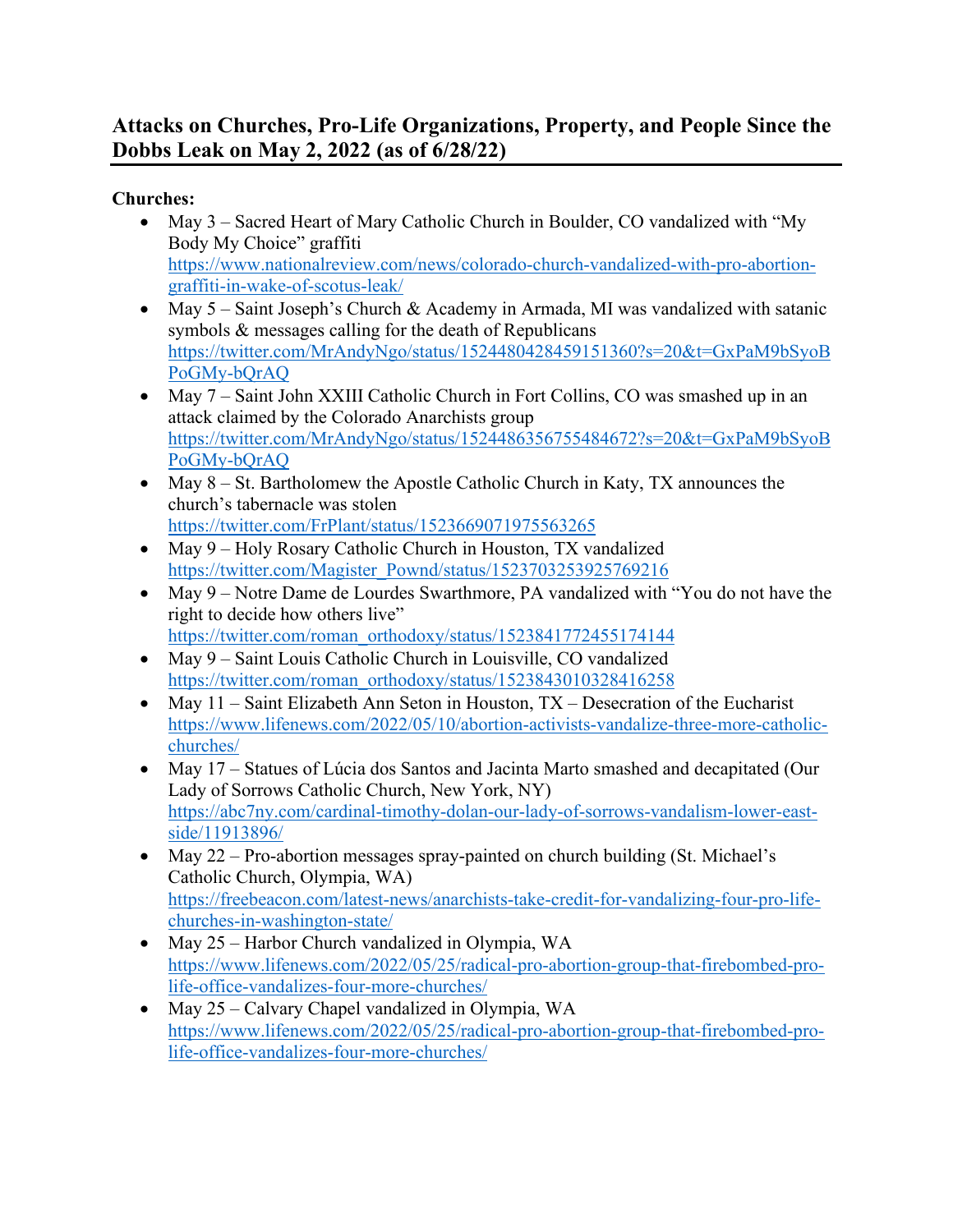## Attacks on Churches, Pro-Life Organizations, Property, and People Since the Dobbs Leak on May 2, 2022 (as of 6/28/22)

**Churches:**

- May 3 – Sacred Heart of Mary Catholic Church in Boulder, CO vandalized with "My Body My Choice" graffiti https://www.nationalreview.com/news/colorado-church-vandalized-with-pro-abortion-graffiti-in-wake-of-scotus-leak/
- May 5 – Saint Joseph's Church & Academy in Armada, MI was vandalized with satanic symbols & messages calling for the death of Republicans https://twitter.com/MrAndyNgo/status/1524480428459151360?s=20&t=GxPaM9bSyoBPoGMy-bQrAQ
- May 7 – Saint John XXIII Catholic Church in Fort Collins, CO was smashed up in an attack claimed by the Colorado Anarchists group https://twitter.com/MrAndyNgo/status/1524486356755484672?s=20&t=GxPaM9bSyoBPoGMy-bQrAQ
- May 8 – St. Bartholomew the Apostle Catholic Church in Katy, TX announces the church's tabernacle was stolen https://twitter.com/FrPlant/status/1523669071975563265
- May 9 – Holy Rosary Catholic Church in Houston, TX vandalized https://twitter.com/Magister_Pownd/status/1523703253925769216
- May 9 – Notre Dame de Lourdes Swarthmore, PA vandalized with "You do not have the right to decide how others live" https://twitter.com/roman_orthodoxy/status/1523841772455174144
- May 9 – Saint Louis Catholic Church in Louisville, CO vandalized https://twitter.com/roman_orthodoxy/status/1523843010328416258
- May 11 – Saint Elizabeth Ann Seton in Houston, TX – Desecration of the Eucharist https://www.lifenews.com/2022/05/10/abortion-activists-vandalize-three-more-catholic-churches/
- May 17 – Statues of Lúcia dos Santos and Jacinta Marto smashed and decapitated (Our Lady of Sorrows Catholic Church, New York, NY) https://abc7ny.com/cardinal-timothy-dolan-our-lady-of-sorrows-vandalism-lower-east-side/11913896/
- May 22 – Pro-abortion messages spray-painted on church building (St. Michael's Catholic Church, Olympia, WA) https://freebeacon.com/latest-news/anarchists-take-credit-for-vandalizing-four-pro-life-churches-in-washington-state/
- May 25 – Harbor Church vandalized in Olympia, WA https://www.lifenews.com/2022/05/25/radical-pro-abortion-group-that-firebombed-pro-life-office-vandalizes-four-more-churches/
- May 25 – Calvary Chapel vandalized in Olympia, WA https://www.lifenews.com/2022/05/25/radical-pro-abortion-group-that-firebombed-pro-life-office-vandalizes-four-more-churches/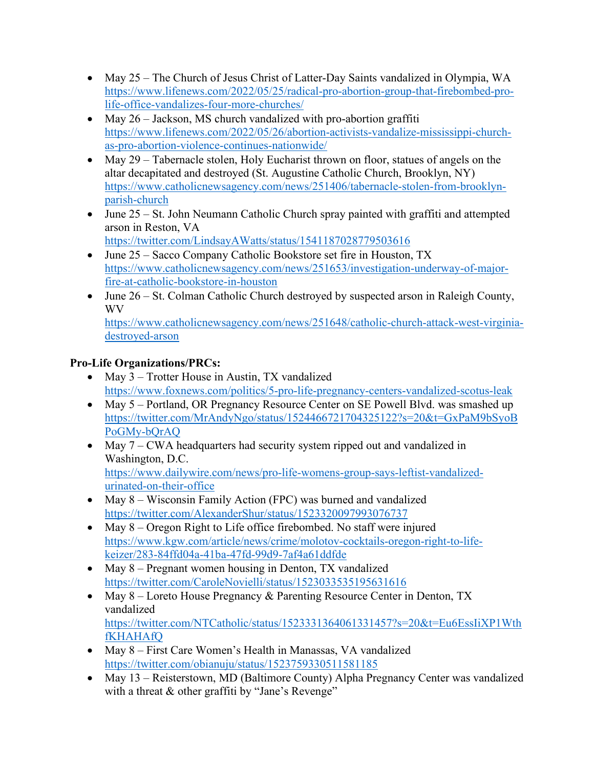- May 25 – The Church of Jesus Christ of Latter-Day Saints vandalized in Olympia, WA https://www.lifenews.com/2022/05/25/radical-pro-abortion-group-that-firebombed-pro-life-office-vandalizes-four-more-churches/
- May 26 – Jackson, MS church vandalized with pro-abortion graffiti https://www.lifenews.com/2022/05/26/abortion-activists-vandalize-mississippi-church-as-pro-abortion-violence-continues-nationwide/
- May 29 – Tabernacle stolen, Holy Eucharist thrown on floor, statues of angels on the altar decapitated and destroyed (St. Augustine Catholic Church, Brooklyn, NY) https://www.catholicnewsagency.com/news/251406/tabernacle-stolen-from-brooklyn-parish-church
- June 25 – St. John Neumann Catholic Church spray painted with graffiti and attempted arson in Reston, VA https://twitter.com/LindsayAWatts/status/1541187028779503616
- June 25 – Sacco Company Catholic Bookstore set fire in Houston, TX https://www.catholicnewsagency.com/news/251653/investigation-underway-of-major-fire-at-catholic-bookstore-in-houston
- June 26 – St. Colman Catholic Church destroyed by suspected arson in Raleigh County, WV https://www.catholicnewsagency.com/news/251648/catholic-church-attack-west-virginia-destroyed-arson

**Pro-Life Organizations/PRCs:**

- May 3 – Trotter House in Austin, TX vandalized https://www.foxnews.com/politics/5-pro-life-pregnancy-centers-vandalized-scotus-leak
- May 5 – Portland, OR Pregnancy Resource Center on SE Powell Blvd. was smashed up https://twitter.com/MrAndyNgo/status/1524466721704325122?s=20&t=GxPaM9bSyoBPoGMy-bQrAQ
- May 7 – CWA headquarters had security system ripped out and vandalized in Washington, D.C. https://www.dailywire.com/news/pro-life-womens-group-says-leftist-vandalized-urinated-on-their-office
- May 8 – Wisconsin Family Action (FPC) was burned and vandalized https://twitter.com/AlexanderShur/status/1523320097993076737
- May 8 – Oregon Right to Life office firebombed. No staff were injured https://www.kgw.com/article/news/crime/molotov-cocktails-oregon-right-to-life-keizer/283-84ffd04a-41ba-47fd-99d9-7af4a61ddfde
- May 8 – Pregnant women housing in Denton, TX vandalized https://twitter.com/CaroleNovielli/status/1523033535195631616
- May 8 – Loreto House Pregnancy & Parenting Resource Center in Denton, TX vandalized https://twitter.com/NTCatholic/status/1523331364061331457?s=20&t=Eu6EssIiXP1WthfKHAHAfQ
- May 8 – First Care Women's Health in Manassas, VA vandalized https://twitter.com/obianuju/status/1523759330511581185
- May 13 – Reisterstown, MD (Baltimore County) Alpha Pregnancy Center was vandalized with a threat & other graffiti by "Jane's Revenge"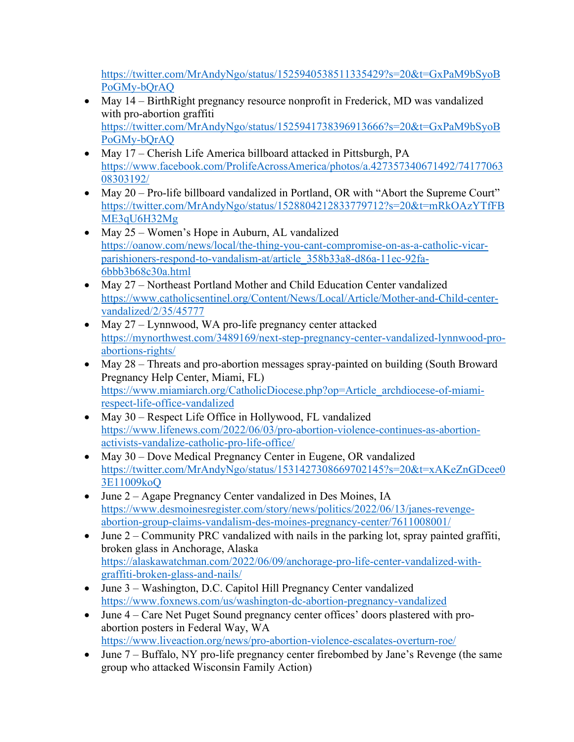https://twitter.com/MrAndyNgo/status/1525940538511335429?s=20&t=GxPaM9bSyoBPoGMy-bQrAQ

- May 14 – BirthRight pregnancy resource nonprofit in Frederick, MD was vandalized with pro-abortion graffiti https://twitter.com/MrAndyNgo/status/1525941738396913666?s=20&t=GxPaM9bSyoBPoGMy-bQrAQ
- May 17 – Cherish Life America billboard attacked in Pittsburgh, PA https://www.facebook.com/ProlifeAcrossAmerica/photos/a.427357340671492/7417706308303192/
- May 20 – Pro-life billboard vandalized in Portland, OR with "Abort the Supreme Court" https://twitter.com/MrAndyNgo/status/1528804212833779712?s=20&t=mRkOAzYTfFBME3qU6H32Mg
- May 25 – Women's Hope in Auburn, AL vandalized https://oanow.com/news/local/the-thing-you-cant-compromise-on-as-a-catholic-vicar-parishioners-respond-to-vandalism-at/article_358b33a8-d86a-11ec-92fa-6bbb3b68c30a.html
- May 27 – Northeast Portland Mother and Child Education Center vandalized https://www.catholicsentinel.org/Content/News/Local/Article/Mother-and-Child-center-vandalized/2/35/45777
- May 27 – Lynnwood, WA pro-life pregnancy center attacked https://mynorthwest.com/3489169/next-step-pregnancy-center-vandalized-lynnwood-pro-abortions-rights/
- May 28 – Threats and pro-abortion messages spray-painted on building (South Broward Pregnancy Help Center, Miami, FL) https://www.miamiarch.org/CatholicDiocese.php?op=Article_archdiocese-of-miami-respect-life-office-vandalized
- May 30 – Respect Life Office in Hollywood, FL vandalized https://www.lifenews.com/2022/06/03/pro-abortion-violence-continues-as-abortion-activists-vandalize-catholic-pro-life-office/
- May 30 – Dove Medical Pregnancy Center in Eugene, OR vandalized https://twitter.com/MrAndyNgo/status/1531427308669702145?s=20&t=xAKeZnGDcee03E11009koQ
- June 2 – Agape Pregnancy Center vandalized in Des Moines, IA https://www.desmoinesregister.com/story/news/politics/2022/06/13/janes-revenge-abortion-group-claims-vandalism-des-moines-pregnancy-center/7611008001/
- June 2 – Community PRC vandalized with nails in the parking lot, spray painted graffiti, broken glass in Anchorage, Alaska https://alaskawatchman.com/2022/06/09/anchorage-pro-life-center-vandalized-with-graffiti-broken-glass-and-nails/
- June 3 – Washington, D.C. Capitol Hill Pregnancy Center vandalized https://www.foxnews.com/us/washington-dc-abortion-pregnancy-vandalized
- June 4 – Care Net Puget Sound pregnancy center offices' doors plastered with pro-abortion posters in Federal Way, WA https://www.liveaction.org/news/pro-abortion-violence-escalates-overturn-roe/
- June 7 – Buffalo, NY pro-life pregnancy center firebombed by Jane's Revenge (the same group who attacked Wisconsin Family Action)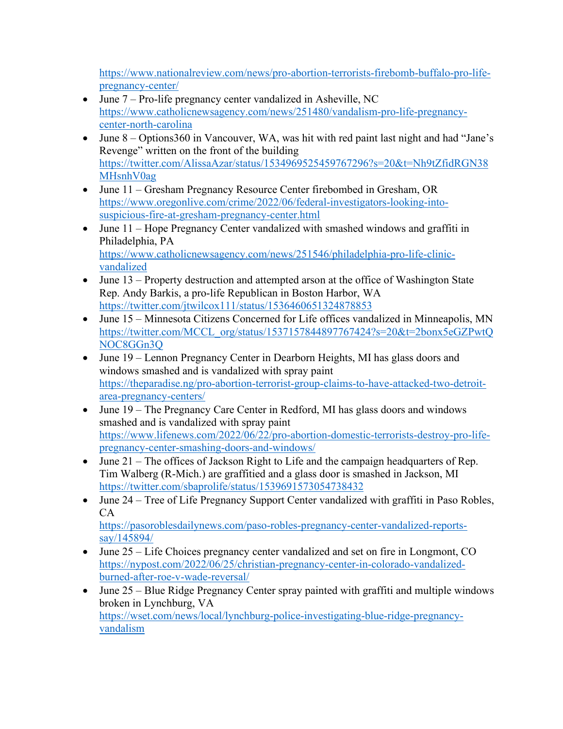https://www.nationalreview.com/news/pro-abortion-terrorists-firebomb-buffalo-pro-life-pregnancy-center/

- June 7 – Pro-life pregnancy center vandalized in Asheville, NC
  https://www.catholicnewsagency.com/news/251480/vandalism-pro-life-pregnancy-center-north-carolina
- June 8 – Options360 in Vancouver, WA, was hit with red paint last night and had "Jane's Revenge" written on the front of the building
  https://twitter.com/AlissaAzar/status/1534969525459767296?s=20&t=Nh9tZfidRGN38MHsnhV0ag
- June 11 – Gresham Pregnancy Resource Center firebombed in Gresham, OR
  https://www.oregonlive.com/crime/2022/06/federal-investigators-looking-into-suspicious-fire-at-gresham-pregnancy-center.html
- June 11 – Hope Pregnancy Center vandalized with smashed windows and graffiti in Philadelphia, PA
  https://www.catholicnewsagency.com/news/251546/philadelphia-pro-life-clinic-vandalized
- June 13 – Property destruction and attempted arson at the office of Washington State Rep. Andy Barkis, a pro-life Republican in Boston Harbor, WA
  https://twitter.com/jtwilcox111/status/1536460651324878853
- June 15 – Minnesota Citizens Concerned for Life offices vandalized in Minneapolis, MN
  https://twitter.com/MCCL_org/status/1537157844897767424?s=20&t=2bonx5eGZPwtQNOC8GGn3Q
- June 19 – Lennon Pregnancy Center in Dearborn Heights, MI has glass doors and windows smashed and is vandalized with spray paint
  https://theparadise.ng/pro-abortion-terrorist-group-claims-to-have-attacked-two-detroit-area-pregnancy-centers/
- June 19 – The Pregnancy Care Center in Redford, MI has glass doors and windows smashed and is vandalized with spray paint
  https://www.lifenews.com/2022/06/22/pro-abortion-domestic-terrorists-destroy-pro-life-pregnancy-center-smashing-doors-and-windows/
- June 21 – The offices of Jackson Right to Life and the campaign headquarters of Rep. Tim Walberg (R-Mich.) are graffitied and a glass door is smashed in Jackson, MI
  https://twitter.com/sbaprolife/status/1539691573054738432
- June 24 – Tree of Life Pregnancy Support Center vandalized with graffiti in Paso Robles, CA
  https://pasoroblesdailynews.com/paso-robles-pregnancy-center-vandalized-reports-say/145894/
- June 25 – Life Choices pregnancy center vandalized and set on fire in Longmont, CO
  https://nypost.com/2022/06/25/christian-pregnancy-center-in-colorado-vandalized-burned-after-roe-v-wade-reversal/
- June 25 – Blue Ridge Pregnancy Center spray painted with graffiti and multiple windows broken in Lynchburg, VA
  https://wset.com/news/local/lynchburg-police-investigating-blue-ridge-pregnancy-vandalism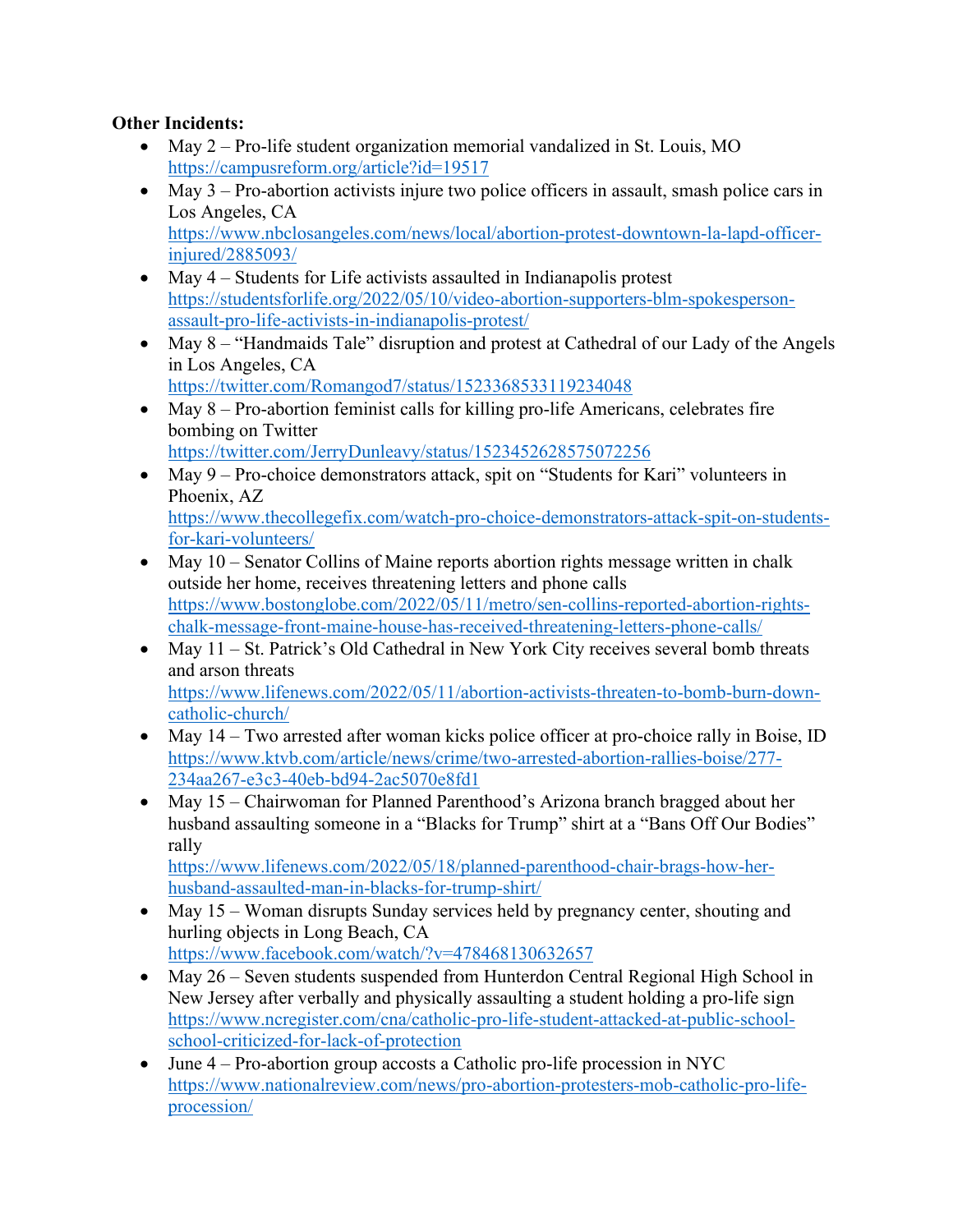**Other Incidents:**

- May 2 – Pro-life student organization memorial vandalized in St. Louis, MO
  https://campusreform.org/article?id=19517
- May 3 – Pro-abortion activists injure two police officers in assault, smash police cars in Los Angeles, CA
  https://www.nbclosangeles.com/news/local/abortion-protest-downtown-la-lapd-officer-injured/2885093/
- May 4 – Students for Life activists assaulted in Indianapolis protest
  https://studentsforlife.org/2022/05/10/video-abortion-supporters-blm-spokesperson-assault-pro-life-activists-in-indianapolis-protest/
- May 8 – "Handmaids Tale" disruption and protest at Cathedral of our Lady of the Angels in Los Angeles, CA
  https://twitter.com/Romangod7/status/1523368533119234048
- May 8 – Pro-abortion feminist calls for killing pro-life Americans, celebrates fire bombing on Twitter
  https://twitter.com/JerryDunleavy/status/1523452628575072256
- May 9 – Pro-choice demonstrators attack, spit on "Students for Kari" volunteers in Phoenix, AZ
  https://www.thecollegefix.com/watch-pro-choice-demonstrators-attack-spit-on-students-for-kari-volunteers/
- May 10 – Senator Collins of Maine reports abortion rights message written in chalk outside her home, receives threatening letters and phone calls
  https://www.bostonglobe.com/2022/05/11/metro/sen-collins-reported-abortion-rights-chalk-message-front-maine-house-has-received-threatening-letters-phone-calls/
- May 11 – St. Patrick's Old Cathedral in New York City receives several bomb threats and arson threats
  https://www.lifenews.com/2022/05/11/abortion-activists-threaten-to-bomb-burn-down-catholic-church/
- May 14 – Two arrested after woman kicks police officer at pro-choice rally in Boise, ID
  https://www.ktvb.com/article/news/crime/two-arrested-abortion-rallies-boise/277-234aa267-e3c3-40eb-bd94-2ac5070e8fd1
- May 15 – Chairwoman for Planned Parenthood's Arizona branch bragged about her husband assaulting someone in a "Blacks for Trump" shirt at a "Bans Off Our Bodies" rally
  https://www.lifenews.com/2022/05/18/planned-parenthood-chair-brags-how-her-husband-assaulted-man-in-blacks-for-trump-shirt/
- May 15 – Woman disrupts Sunday services held by pregnancy center, shouting and hurling objects in Long Beach, CA
  https://www.facebook.com/watch/?v=478468130632657
- May 26 – Seven students suspended from Hunterdon Central Regional High School in New Jersey after verbally and physically assaulting a student holding a pro-life sign
  https://www.ncregister.com/cna/catholic-pro-life-student-attacked-at-public-school-school-criticized-for-lack-of-protection
- June 4 – Pro-abortion group accosts a Catholic pro-life procession in NYC
  https://www.nationalreview.com/news/pro-abortion-protesters-mob-catholic-pro-life-procession/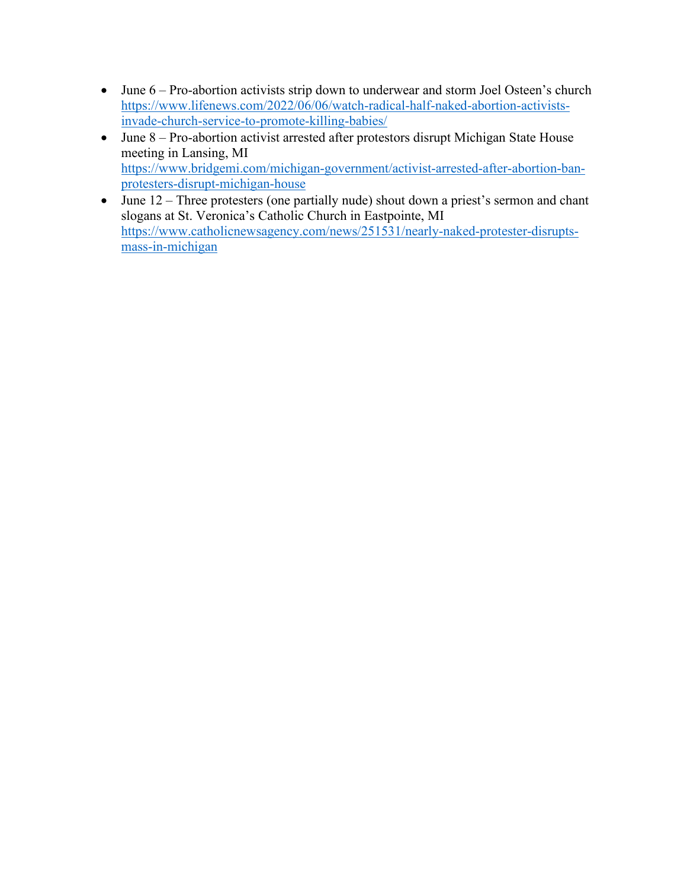- June 6 – Pro-abortion activists strip down to underwear and storm Joel Osteen's church https://www.lifenews.com/2022/06/06/watch-radical-half-naked-abortion-activists-invade-church-service-to-promote-killing-babies/
- June 8 – Pro-abortion activist arrested after protestors disrupt Michigan State House meeting in Lansing, MI https://www.bridgemi.com/michigan-government/activist-arrested-after-abortion-ban-protesters-disrupt-michigan-house
- June 12 – Three protesters (one partially nude) shout down a priest's sermon and chant slogans at St. Veronica's Catholic Church in Eastpointe, MI https://www.catholicnewsagency.com/news/251531/nearly-naked-protester-disrupts-mass-in-michigan